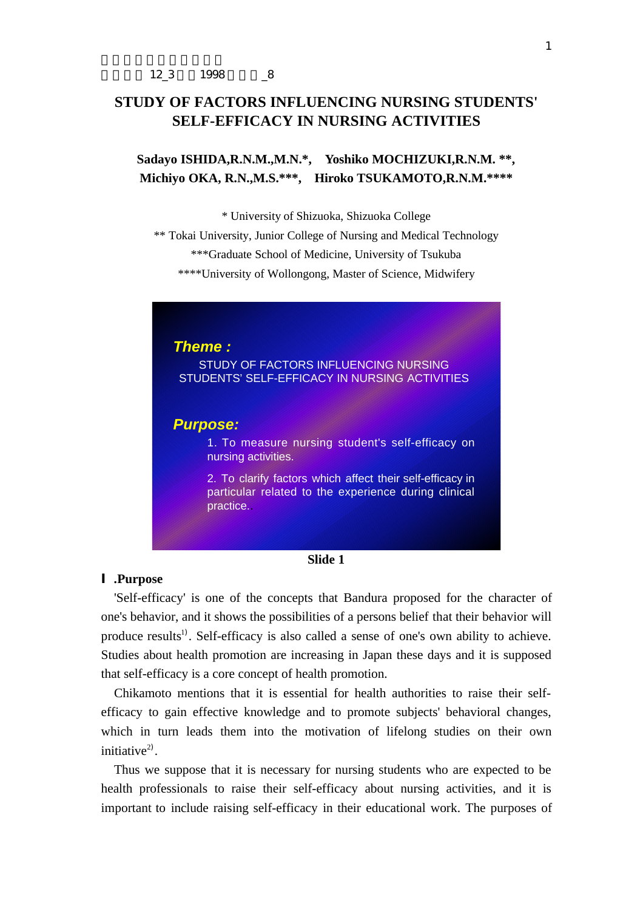# STUDY OF FACTORS INFLUENCING NURSING STUDENTS' SELF-EFFICACY IN NURSING ACTIVITIES

**Sadayo ISHIDA,R.N.M.,M.N.*, Yoshiko MOCHIZUKI,R.N.M. **, Michiyo OKA, R.N.,M.S.***, Hiroko TSUKAMOTO,R.N.M.******

\* University of Shizuoka, Shizuoka College

** Tokai University, Junior College of Nursing and Medical Technology

***Graduate School of Medicine, University of Tsukuba

****University of Wollongong, Master of Science, Midwifery

***Theme :***

STUDY OF FACTORS INFLUENCING NURSING STUDENTS' SELF-EFFICACY IN NURSING ACTIVITIES

***Purpose:***

1. To measure nursing student's self-efficacy on nursing activities.
2. To clarify factors which affect their self-efficacy in particular related to the experience during clinical practice.

**Slide 1**

## Ⅰ.Purpose

'Self-efficacy' is one of the concepts that Bandura proposed for the character of one's behavior, and it shows the possibilities of a persons belief that their behavior will produce results[1]. Self-efficacy is also called a sense of one's own ability to achieve. Studies about health promotion are increasing in Japan these days and it is supposed that self-efficacy is a core concept of health promotion.

Chikamoto mentions that it is essential for health authorities to raise their self-efficacy to gain effective knowledge and to promote subjects' behavioral changes, which in turn leads them into the motivation of lifelong studies on their own initiative[2].

Thus we suppose that it is necessary for nursing students who are expected to be health professionals to raise their self-efficacy about nursing activities, and it is important to include raising self-efficacy in their educational work. The purposes of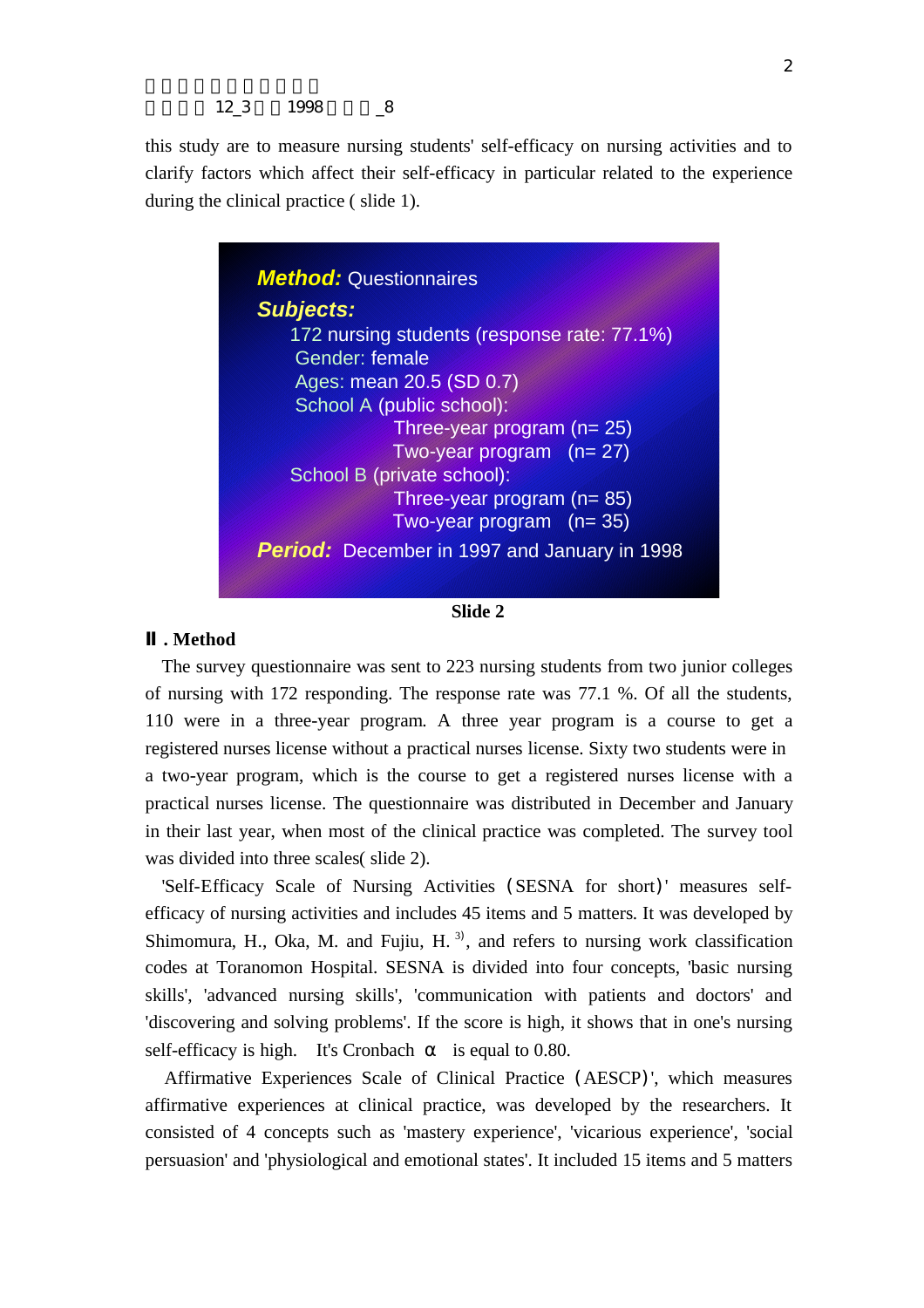this study are to measure nursing students' self-efficacy on nursing activities and to clarify factors which affect their self-efficacy in particular related to the experience during the clinical practice ( slide 1).

**Method:** Questionnaires

**Subjects:**

172 nursing students (response rate: 77.1%)

Gender: female

Ages: mean 20.5 (SD 0.7)

School A (public school):

Three-year program (n= 25)

Two-year program (n= 27)

School B (private school):

Three-year program (n= 85)

Two-year program (n= 35)

**Period:** December in 1997 and January in 1998

**Slide 2**

## Ⅱ. Method

The survey questionnaire was sent to 223 nursing students from two junior colleges of nursing with 172 responding. The response rate was 77.1 %. Of all the students, 110 were in a three-year program. A three year program is a course to get a registered nurses license without a practical nurses license. Sixty two students were in a two-year program, which is the course to get a registered nurses license with a practical nurses license. The questionnaire was distributed in December and January in their last year, when most of the clinical practice was completed. The survey tool was divided into three scales( slide 2).

'Self-Efficacy Scale of Nursing Activities (SESNA for short)' measures self-efficacy of nursing activities and includes 45 items and 5 matters. It was developed by Shimomura, H., Oka, M. and Fujiu, H. [3], and refers to nursing work classification codes at Toranomon Hospital. SESNA is divided into four concepts, 'basic nursing skills', 'advanced nursing skills', 'communication with patients and doctors' and 'discovering and solving problems'. If the score is high, it shows that in one's nursing self-efficacy is high. It's Cronbach $\alpha$ is equal to 0.80.

Affirmative Experiences Scale of Clinical Practice (AESCP)', which measures affirmative experiences at clinical practice, was developed by the researchers. It consisted of 4 concepts such as 'mastery experience', 'vicarious experience', 'social persuasion' and 'physiological and emotional states'. It included 15 items and 5 matters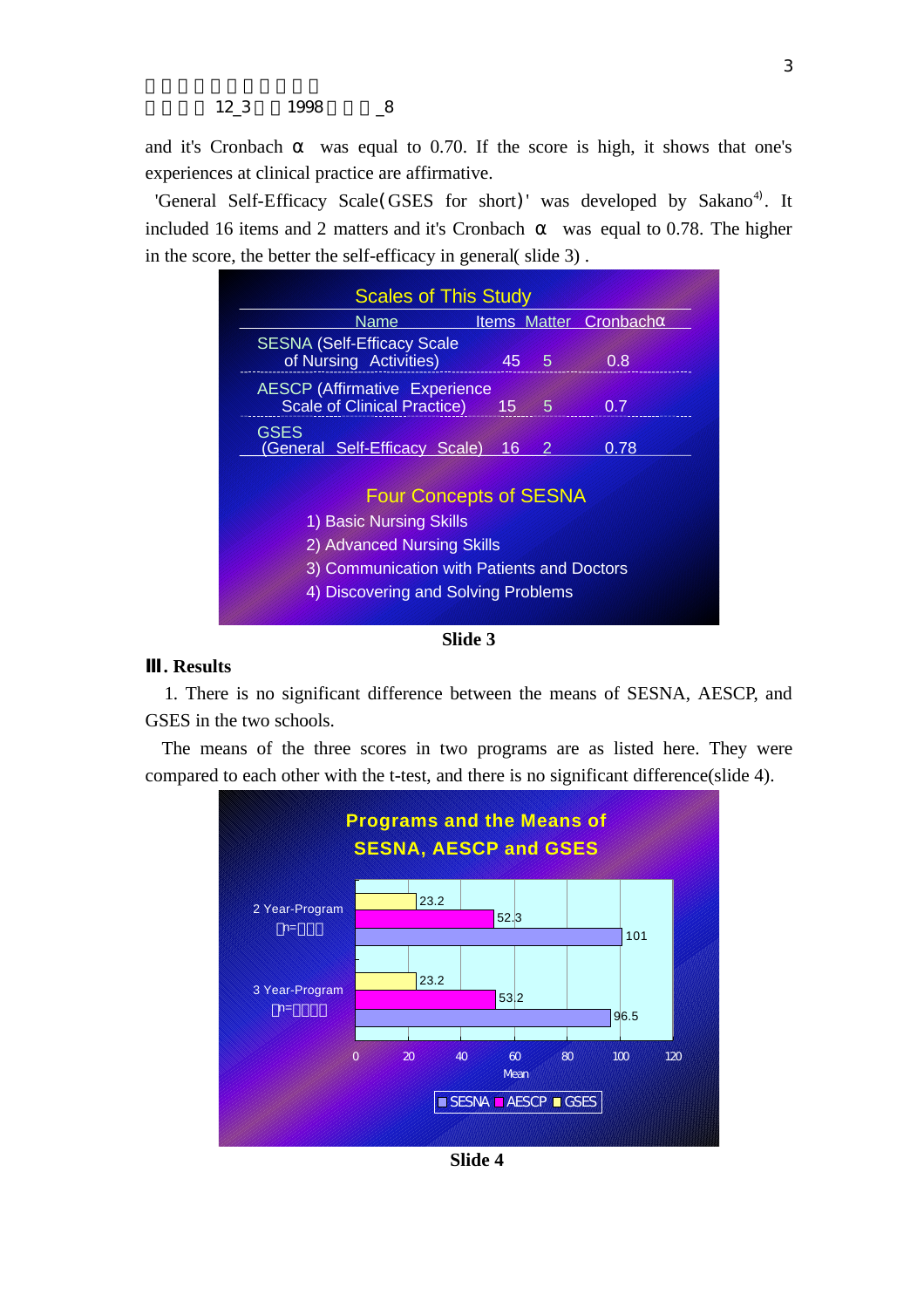and it's Cronbach α was equal to 0.70. If the score is high, it shows that one's experiences at clinical practice are affirmative.

'General Self-Efficacy Scale(GSES for short)' was developed by Sakano[4]. It included 16 items and 2 matters and it's Cronbach α was equal to 0.78. The higher in the score, the better the self-efficacy in general( slide 3) .

**Scales of This Study**

| Name | Items | Matter | Cronbachα |
|---|---|---|---|
| SESNA (Self-Efficacy Scale of Nursing Activities) | 45 | 5 | 0.8 |
| AESCP (Affirmative Experience Scale of Clinical Practice) | 15 | 5 | 0.7 |
| GSES (General Self-Efficacy Scale) | 16 | 2 | 0.78 |

**Four Concepts of SESNA**

1) Basic Nursing Skills
2) Advanced Nursing Skills
3) Communication with Patients and Doctors
4) Discovering and Solving Problems

**Slide 3**

## Ⅲ. Results

1. There is no significant difference between the means of SESNA, AESCP, and GSES in the two schools.

The means of the three scores in two programs are as listed here. They were compared to each other with the t-test, and there is no significant difference(slide 4).

**Programs and the Means of SESNA, AESCP and GSES**

| Program | SESNA | AESCP | GSES |
|---|---|---|---|
| 2 Year-Program | 101 | 52.3 | 23.2 |
| 3 Year-Program | 96.5 | 53.2 | 23.2 |

Mean (axis: 0, 20, 40, 60, 80, 100, 120)

**Slide 4**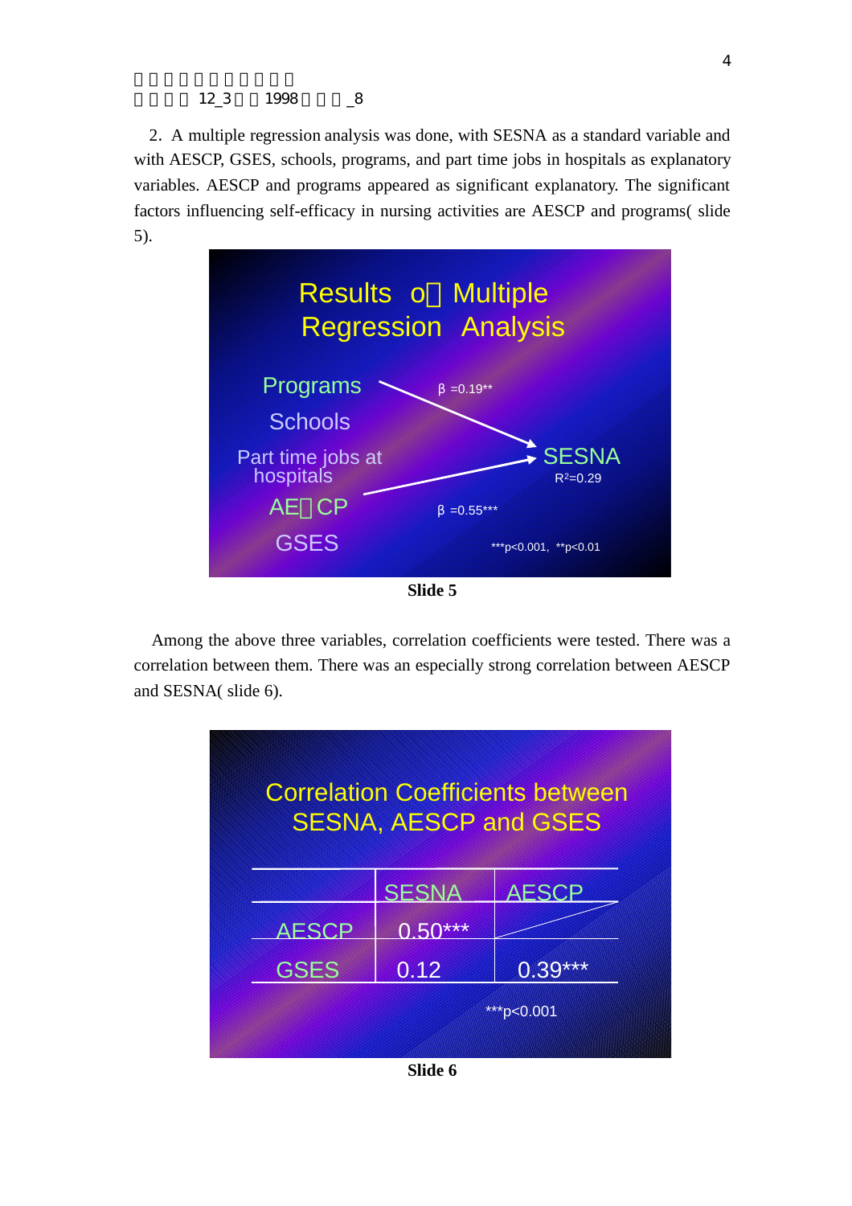2. A multiple regression analysis was done, with SESNA as a standard variable and with AESCP, GSES, schools, programs, and part time jobs in hospitals as explanatory variables. AESCP and programs appeared as significant explanatory. The significant factors influencing self-efficacy in nursing activities are AESCP and programs( slide 5).

**Results of Multiple Regression Analysis**

- Programs → SESNA: β =0.19**
- Schools
- Part time jobs at hospitals
- AESCP → SESNA: β =0.55***
- GSES

SESNA $R^2$=0.29

***p<0.001, **p<0.01

**Slide 5**

Among the above three variables, correlation coefficients were tested. There was a correlation between them. There was an especially strong correlation between AESCP and SESNA( slide 6).

**Correlation Coefficients between SESNA, AESCP and GSES**

| | SESNA | AESCP |
|---|---|---|
| AESCP | 0.50*** | |
| GSES | 0.12 | 0.39*** |

***p<0.001

**Slide 6**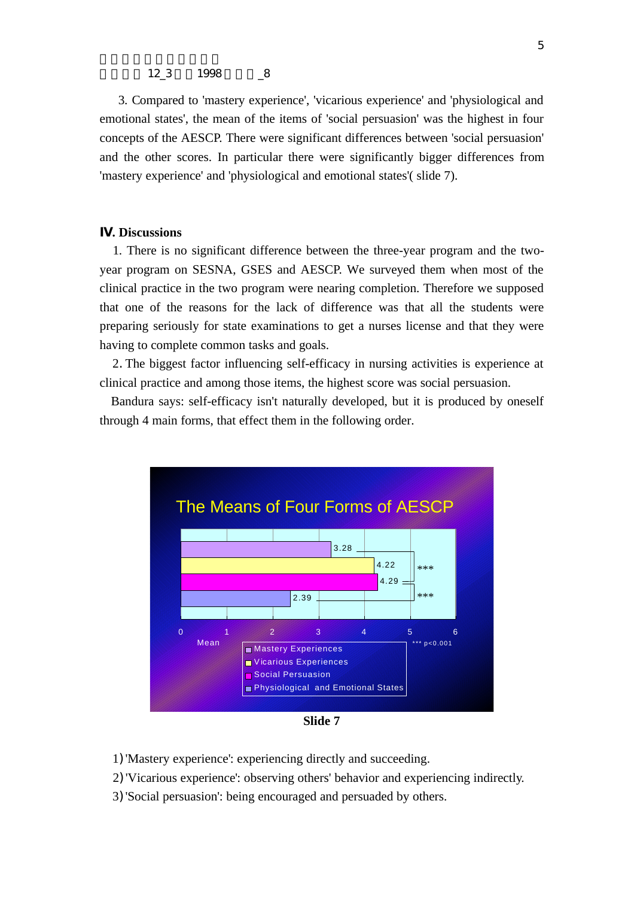3. Compared to 'mastery experience', 'vicarious experience' and 'physiological and emotional states', the mean of the items of 'social persuasion' was the highest in four concepts of the AESCP. There were significant differences between 'social persuasion' and the other scores. In particular there were significantly bigger differences from 'mastery experience' and 'physiological and emotional states'( slide 7).

## Ⅳ. Discussions

1. There is no significant difference between the three-year program and the two-year program on SESNA, GSES and AESCP. We surveyed them when most of the clinical practice in the two program were nearing completion. Therefore we supposed that one of the reasons for the lack of difference was that all the students were preparing seriously for state examinations to get a nurses license and that they were having to complete common tasks and goals.

2. The biggest factor influencing self-efficacy in nursing activities is experience at clinical practice and among those items, the highest score was social persuasion.

Bandura says: self-efficacy isn't naturally developed, but it is produced by oneself through 4 main forms, that effect them in the following order.

**The Means of Four Forms of AESCP**

| Form | Mean |
|---|---|
| Mastery Experiences | 3.28 |
| Vicarious Experiences | 4.22 |
| Social Persuasion | 4.29 |
| Physiological and Emotional States | 2.39 |

*** p<0.001 (Social Persuasion vs. Mastery Experiences; Social Persuasion vs. Physiological and Emotional States)

**Slide 7**

1) 'Mastery experience': experiencing directly and succeeding.
2) 'Vicarious experience': observing others' behavior and experiencing indirectly.
3) 'Social persuasion': being encouraged and persuaded by others.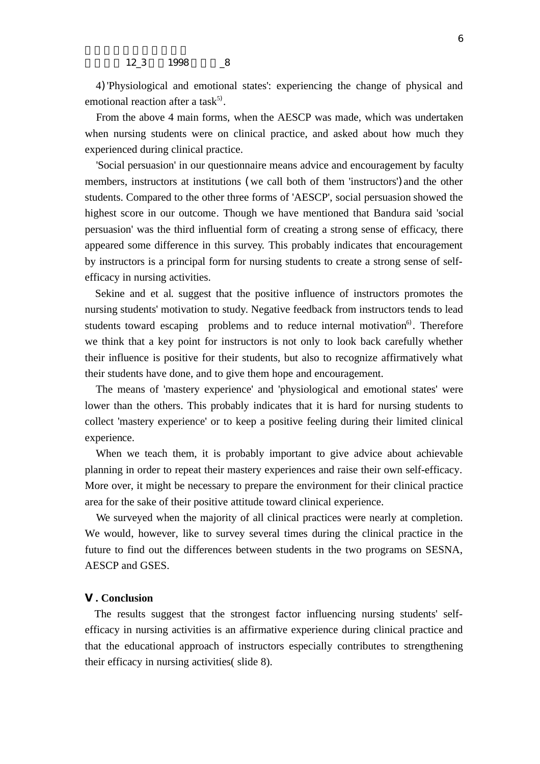4) 'Physiological and emotional states': experiencing the change of physical and emotional reaction after a task[5].

From the above 4 main forms, when the AESCP was made, which was undertaken when nursing students were on clinical practice, and asked about how much they experienced during clinical practice.

'Social persuasion' in our questionnaire means advice and encouragement by faculty members, instructors at institutions (we call both of them 'instructors') and the other students. Compared to the other three forms of 'AESCP', social persuasion showed the highest score in our outcome. Though we have mentioned that Bandura said 'social persuasion' was the third influential form of creating a strong sense of efficacy, there appeared some difference in this survey. This probably indicates that encouragement by instructors is a principal form for nursing students to create a strong sense of self-efficacy in nursing activities.

Sekine and et al. suggest that the positive influence of instructors promotes the nursing students' motivation to study. Negative feedback from instructors tends to lead students toward escaping problems and to reduce internal motivation[6]. Therefore we think that a key point for instructors is not only to look back carefully whether their influence is positive for their students, but also to recognize affirmatively what their students have done, and to give them hope and encouragement.

The means of 'mastery experience' and 'physiological and emotional states' were lower than the others. This probably indicates that it is hard for nursing students to collect 'mastery experience' or to keep a positive feeling during their limited clinical experience.

When we teach them, it is probably important to give advice about achievable planning in order to repeat their mastery experiences and raise their own self-efficacy. More over, it might be necessary to prepare the environment for their clinical practice area for the sake of their positive attitude toward clinical experience.

We surveyed when the majority of all clinical practices were nearly at completion. We would, however, like to survey several times during the clinical practice in the future to find out the differences between students in the two programs on SESNA, AESCP and GSES.

## Ⅴ. Conclusion

The results suggest that the strongest factor influencing nursing students' self-efficacy in nursing activities is an affirmative experience during clinical practice and that the educational approach of instructors especially contributes to strengthening their efficacy in nursing activities( slide 8).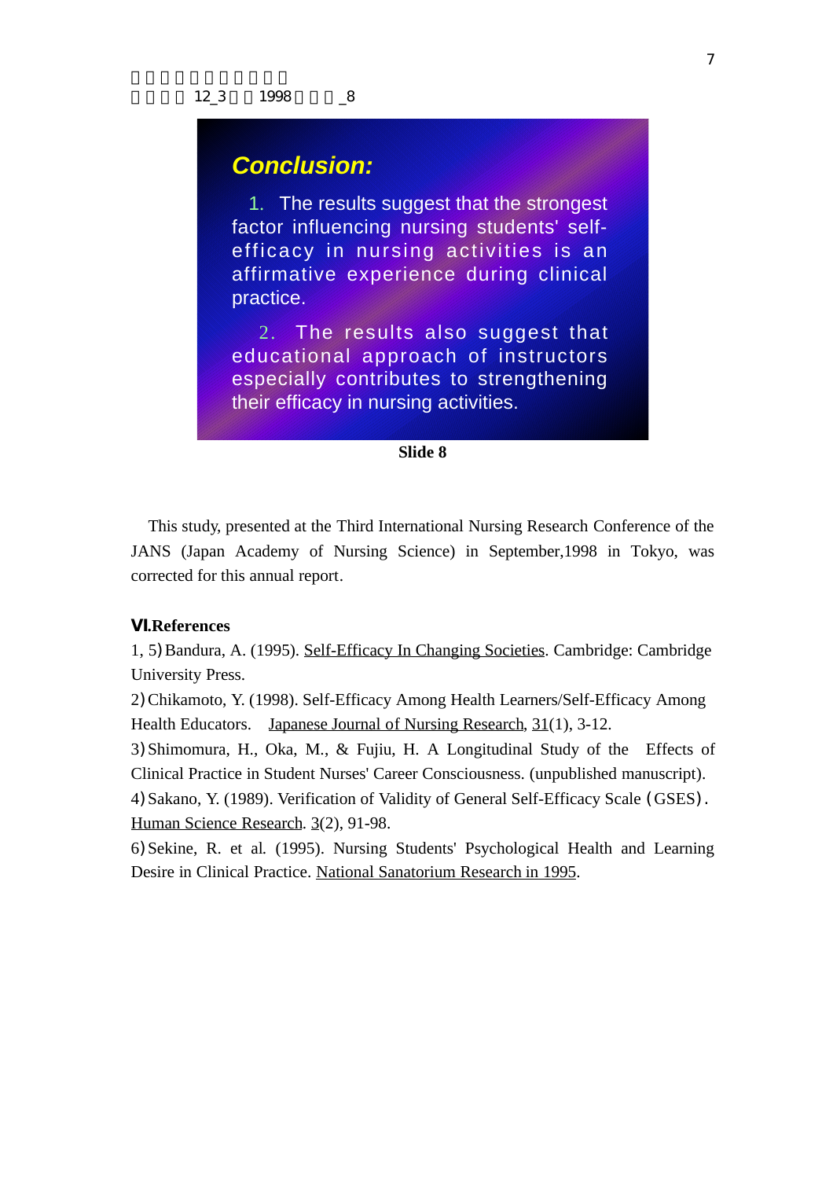**Conclusion:**

1. The results suggest that the strongest factor influencing nursing students' self-efficacy in nursing activities is an affirmative experience during clinical practice.

2. The results also suggest that educational approach of instructors especially contributes to strengthening their efficacy in nursing activities.

**Slide 8**

This study, presented at the Third International Nursing Research Conference of the JANS (Japan Academy of Nursing Science) in September,1998 in Tokyo, was corrected for this annual report.

## Ⅵ.References

1, 5) Bandura, A. (1995). Self-Efficacy In Changing Societies. Cambridge: Cambridge University Press.

2) Chikamoto, Y. (1998). Self-Efficacy Among Health Learners/Self-Efficacy Among Health Educators. Japanese Journal of Nursing Research, 31(1), 3-12.

3) Shimomura, H., Oka, M., & Fujiu, H. A Longitudinal Study of the Effects of Clinical Practice in Student Nurses' Career Consciousness. (unpublished manuscript).

4) Sakano, Y. (1989). Verification of Validity of General Self-Efficacy Scale (GSES). Human Science Research. 3(2), 91-98.

6) Sekine, R. et al. (1995). Nursing Students' Psychological Health and Learning Desire in Clinical Practice. National Sanatorium Research in 1995.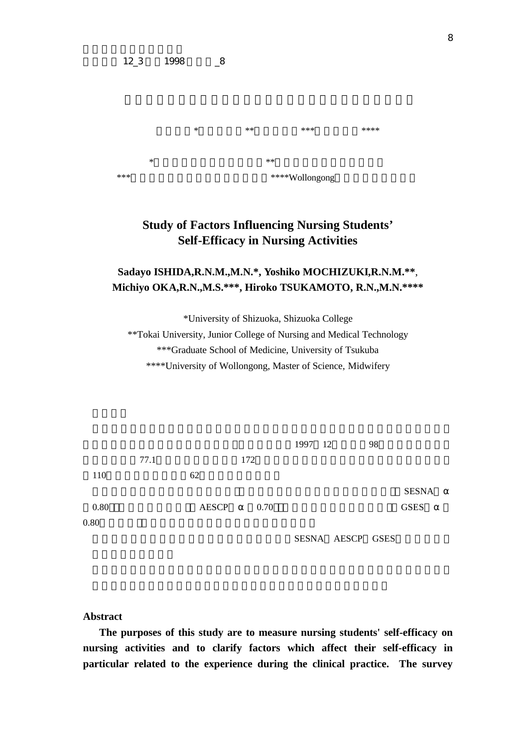# Study of Factors Influencing Nursing Students' Self-Efficacy in Nursing Activities

**Sadayo ISHIDA,R.N.M.,M.N.\*, Yoshiko MOCHIZUKI,R.N.M.\*\*, Michiyo OKA,R.N.,M.S.\*\*\*, Hiroko TSUKAMOTO, R.N.,M.N.\*\*\*\***

\*University of Shizuoka, Shizuoka College

\*\*Tokai University, Junior College of Nursing and Medical Technology

\*\*\*Graduate School of Medicine, University of Tsukuba

\*\*\*\*University of Wollongong, Master of Science, Midwifery

1997 12 98

77.1 172

110 62

SESNA α

0.80 AESCP α 0.70 GSES α

0.80

SESNA AESCP GSES

## Abstract

**The purposes of this study are to measure nursing students' self-efficacy on nursing activities and to clarify factors which affect their self-efficacy in particular related to the experience during the clinical practice. The survey**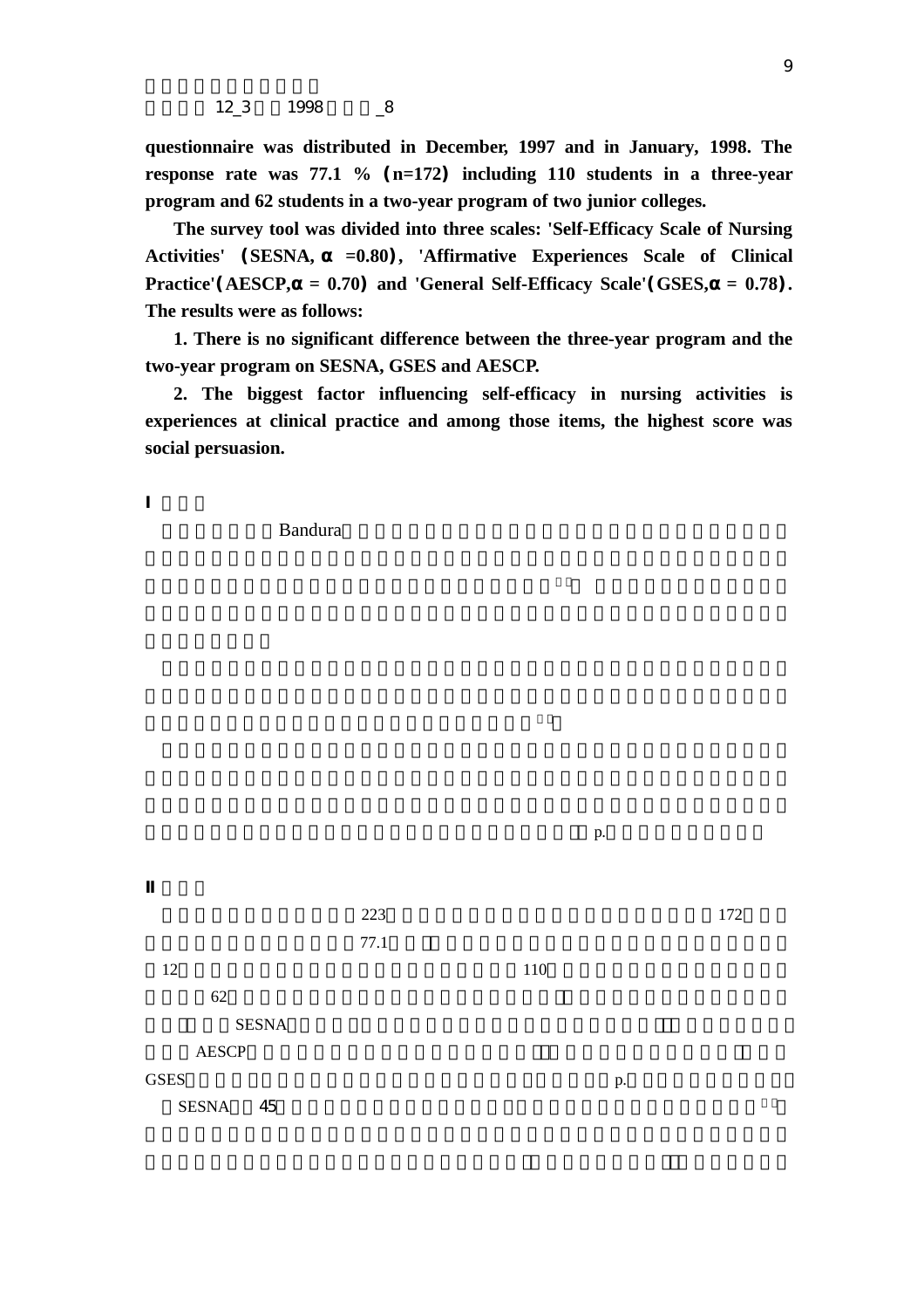questionnaire was distributed in December, 1997 and in January, 1998. The response rate was 77.1 %（n=172）including 110 students in a three-year program and 62 students in a two-year program of two junior colleges.

The survey tool was divided into three scales: 'Self-Efficacy Scale of Nursing Activities'（SESNA, α =0.80）, 'Affirmative Experiences Scale of Clinical Practice'（AESCP,α = 0.70）and 'General Self-Efficacy Scale'（GSES,α = 0.78）. The results were as follows:

1. There is no significant difference between the three-year program and the two-year program on SESNA, GSES and AESCP.

2. The biggest factor influencing self-efficacy in nursing activities is experiences at clinical practice and among those items, the highest score was social persuasion.

**I**

Bandura

p.

**II**

223 172

77.1

12 110

62

SESNA

AESCP

GSES p.

SESNA 45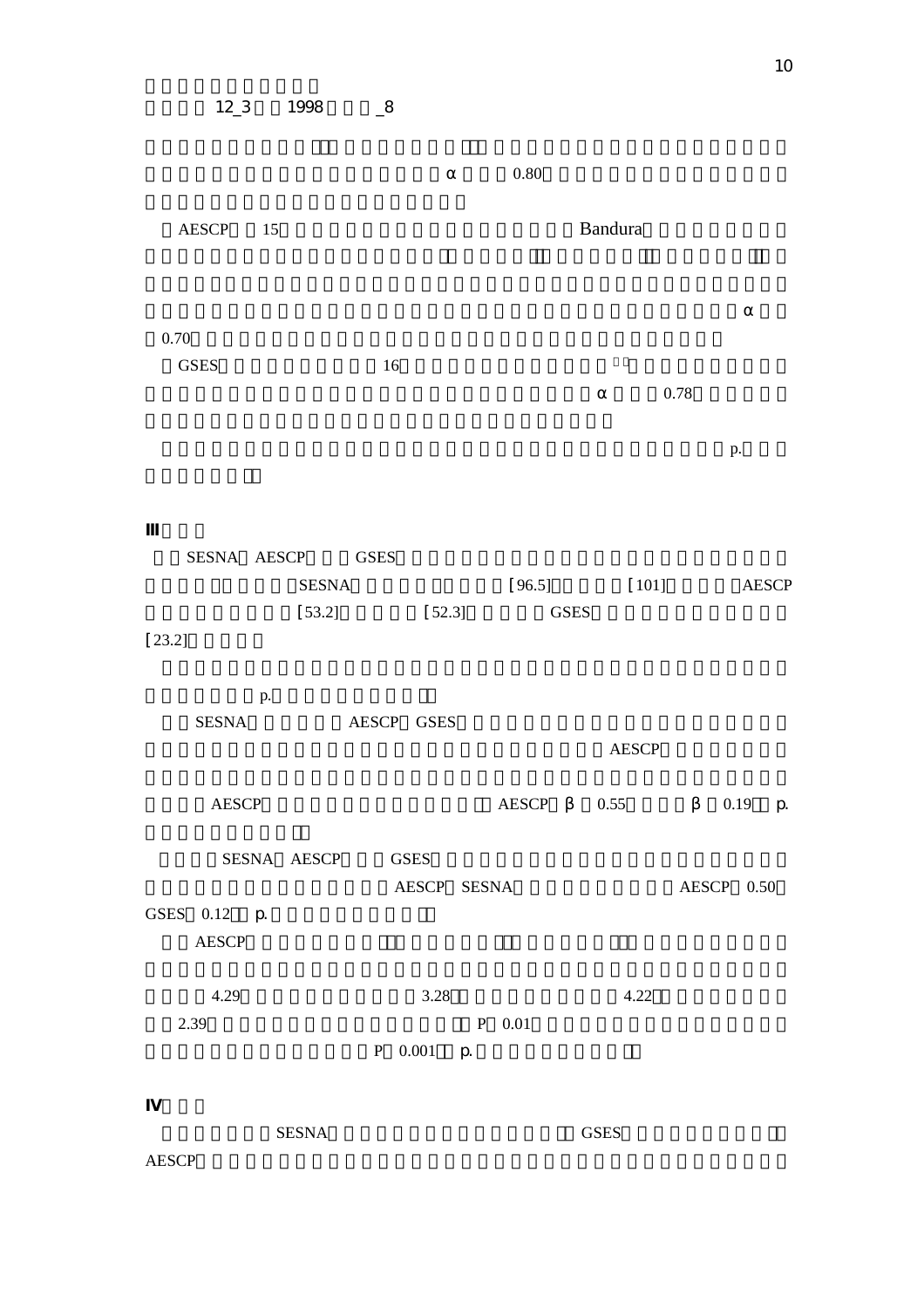α 0.80

AESCP 15 Bandura

α

0.70

GSES 16

α 0.78

p.

**III**

SESNA AESCP GSES

SESNA [96.5] [101] AESCP

[53.2] [52.3] GSES

[23.2]

p.

SESNA AESCP GSES

AESCP

AESCP AESCP β 0.55 β 0.19 p.

SESNA AESCP GSES

AESCP SESNA AESCP 0.50

GSES 0.12 p.

AESCP

4.29 3.28 4.22

2.39 P 0.01

P 0.001 p.

**IV**

SESNA GSES

AESCP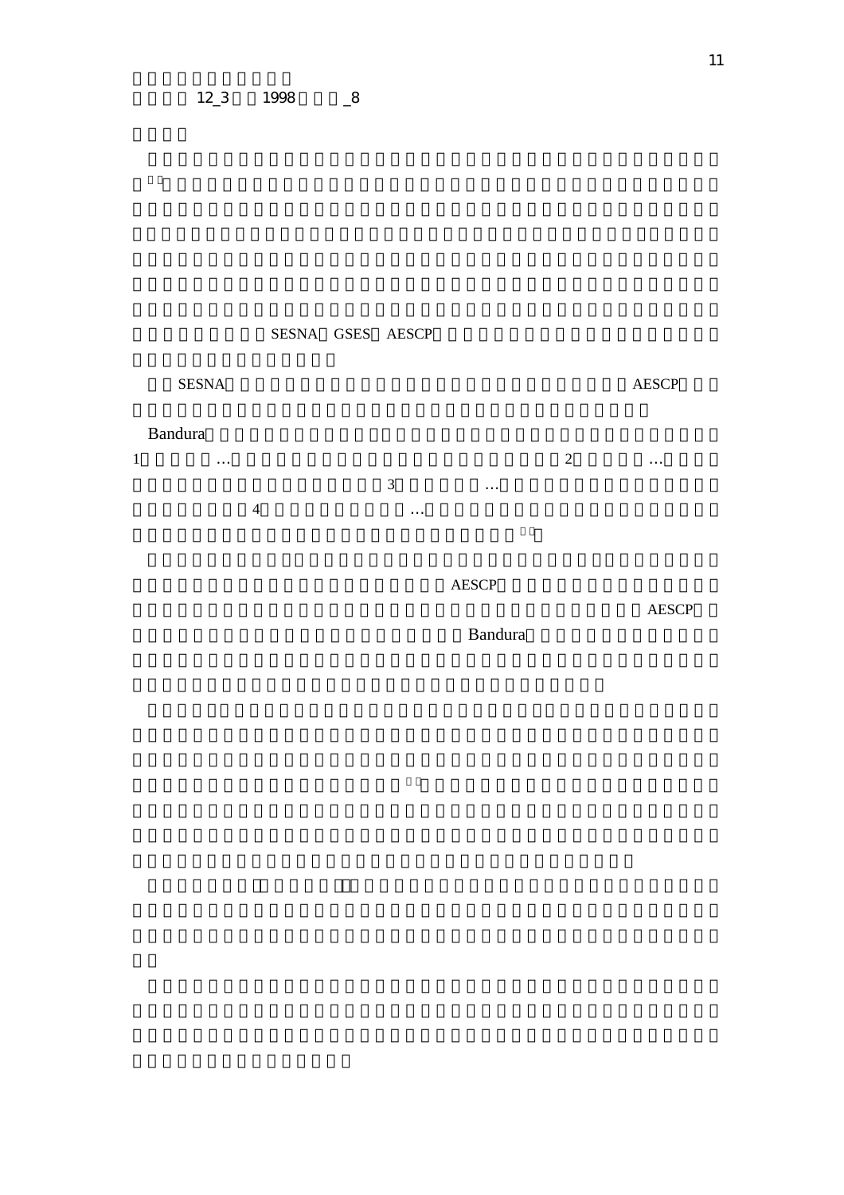SESNA GSES AESCP

SESNA AESCP

Bandura

1 … 2 … 3 … 4 …

AESCP AESCP Bandura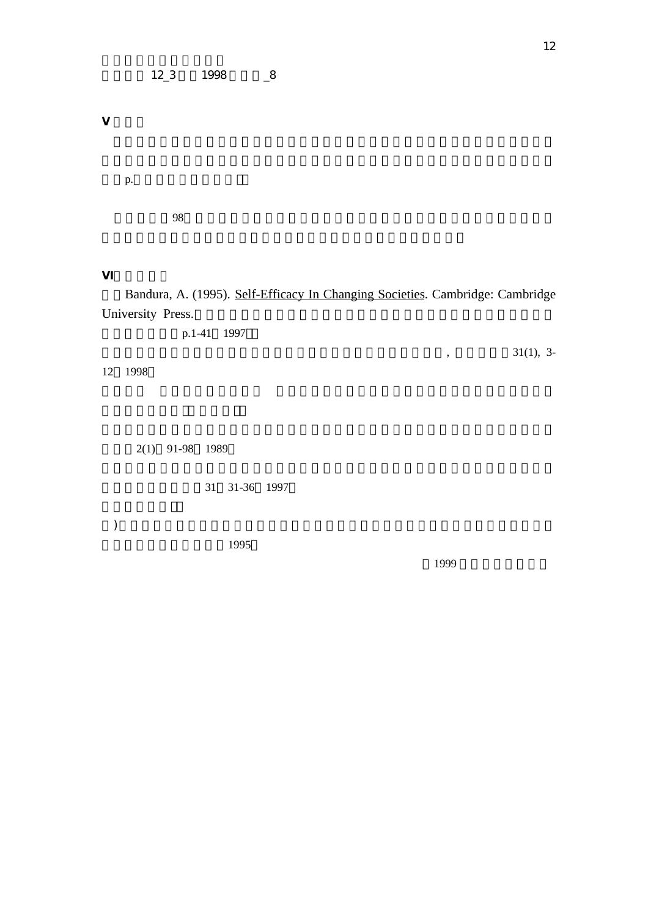## V

p.

98

## VI

Bandura, A. (1995). Self-Efficacy In Changing Societies. Cambridge: Cambridge University Press.

p.1-41 1997

, 31(1), 3-12 1998

2(1) 91-98 1989

31 31-36 1997

)

1995

1999